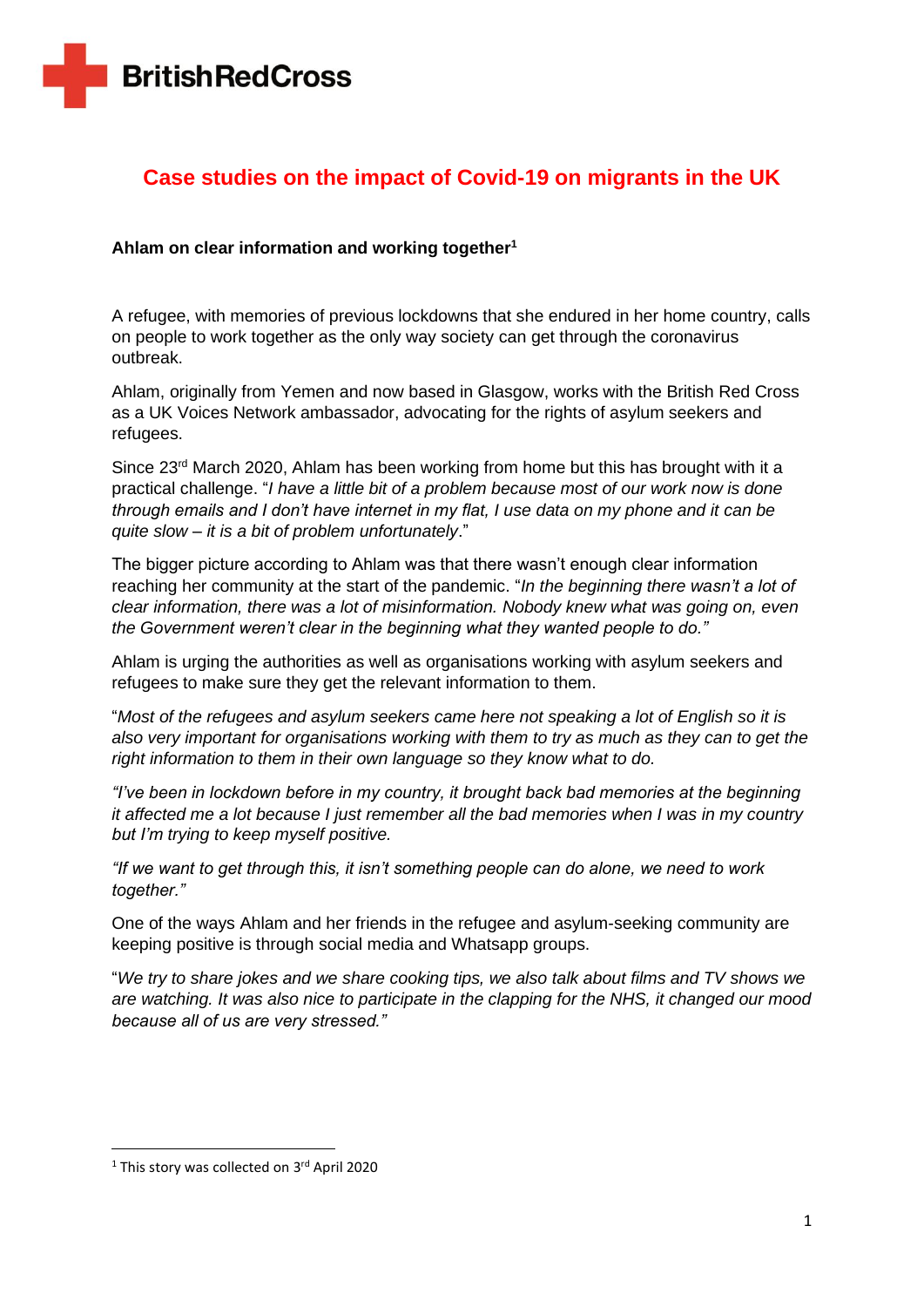British Red Cross

# Case studies on the impact of Covid-19 on migrants in the UK

**Ahlam on clear information and working together**[1]

A refugee, with memories of previous lockdowns that she endured in her home country, calls on people to work together as the only way society can get through the coronavirus outbreak.

Ahlam, originally from Yemen and now based in Glasgow, works with the British Red Cross as a UK Voices Network ambassador, advocating for the rights of asylum seekers and refugees.

Since 23rd March 2020, Ahlam has been working from home but this has brought with it a practical challenge. "*I have a little bit of a problem because most of our work now is done through emails and I don't have internet in my flat, I use data on my phone and it can be quite slow – it is a bit of problem unfortunately*."

The bigger picture according to Ahlam was that there wasn't enough clear information reaching her community at the start of the pandemic. "*In the beginning there wasn't a lot of clear information, there was a lot of misinformation. Nobody knew what was going on, even the Government weren't clear in the beginning what they wanted people to do."*

Ahlam is urging the authorities as well as organisations working with asylum seekers and refugees to make sure they get the relevant information to them.

"*Most of the refugees and asylum seekers came here not speaking a lot of English so it is also very important for organisations working with them to try as much as they can to get the right information to them in their own language so they know what to do.*

*"I've been in lockdown before in my country, it brought back bad memories at the beginning it affected me a lot because I just remember all the bad memories when I was in my country but I'm trying to keep myself positive.*

*"If we want to get through this, it isn't something people can do alone, we need to work together."*

One of the ways Ahlam and her friends in the refugee and asylum-seeking community are keeping positive is through social media and Whatsapp groups.

"*We try to share jokes and we share cooking tips, we also talk about films and TV shows we are watching. It was also nice to participate in the clapping for the NHS, it changed our mood because all of us are very stressed."*

---

[1] This story was collected on 3rd April 2020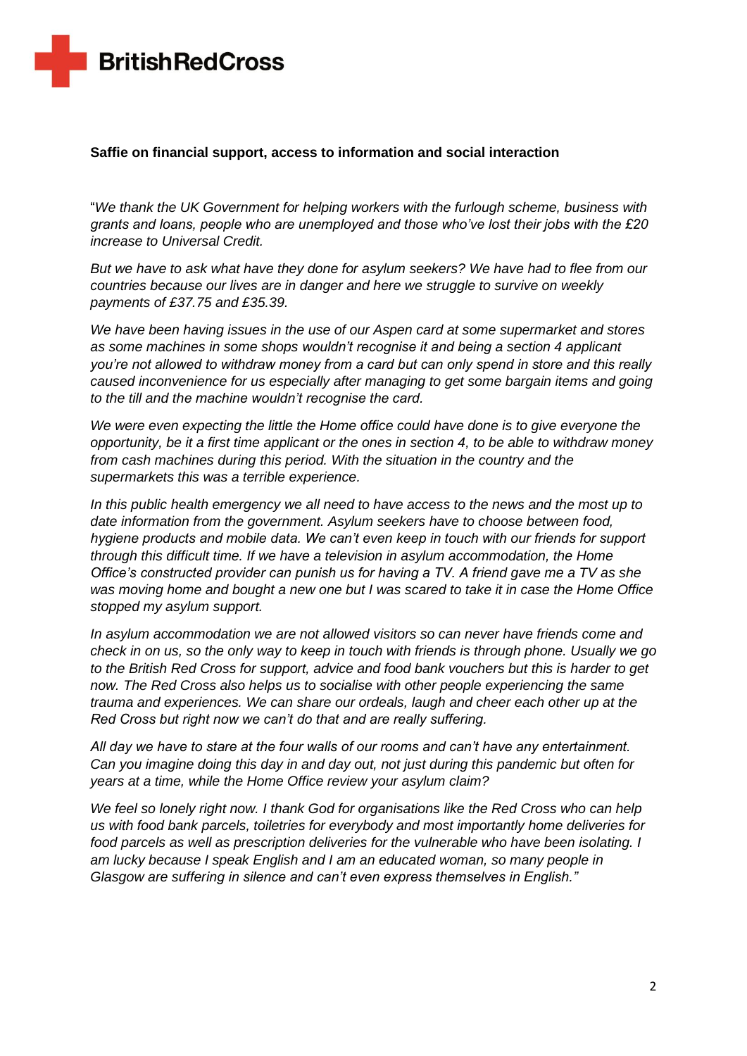**Saffie on financial support, access to information and social interaction**

"*We thank the UK Government for helping workers with the furlough scheme, business with grants and loans, people who are unemployed and those who've lost their jobs with the £20 increase to Universal Credit.*

*But we have to ask what have they done for asylum seekers? We have had to flee from our countries because our lives are in danger and here we struggle to survive on weekly payments of £37.75 and £35.39.*

*We have been having issues in the use of our Aspen card at some supermarket and stores as some machines in some shops wouldn't recognise it and being a section 4 applicant you're not allowed to withdraw money from a card but can only spend in store and this really caused inconvenience for us especially after managing to get some bargain items and going to the till and the machine wouldn't recognise the card.*

*We were even expecting the little the Home office could have done is to give everyone the opportunity, be it a first time applicant or the ones in section 4, to be able to withdraw money from cash machines during this period. With the situation in the country and the supermarkets this was a terrible experience.*

*In this public health emergency we all need to have access to the news and the most up to date information from the government. Asylum seekers have to choose between food, hygiene products and mobile data. We can't even keep in touch with our friends for support through this difficult time. If we have a television in asylum accommodation, the Home Office's constructed provider can punish us for having a TV. A friend gave me a TV as she was moving home and bought a new one but I was scared to take it in case the Home Office stopped my asylum support.*

*In asylum accommodation we are not allowed visitors so can never have friends come and check in on us, so the only way to keep in touch with friends is through phone. Usually we go to the British Red Cross for support, advice and food bank vouchers but this is harder to get now. The Red Cross also helps us to socialise with other people experiencing the same trauma and experiences. We can share our ordeals, laugh and cheer each other up at the Red Cross but right now we can't do that and are really suffering.*

*All day we have to stare at the four walls of our rooms and can't have any entertainment. Can you imagine doing this day in and day out, not just during this pandemic but often for years at a time, while the Home Office review your asylum claim?*

*We feel so lonely right now. I thank God for organisations like the Red Cross who can help us with food bank parcels, toiletries for everybody and most importantly home deliveries for food parcels as well as prescription deliveries for the vulnerable who have been isolating. I am lucky because I speak English and I am an educated woman, so many people in Glasgow are suffering in silence and can't even express themselves in English."*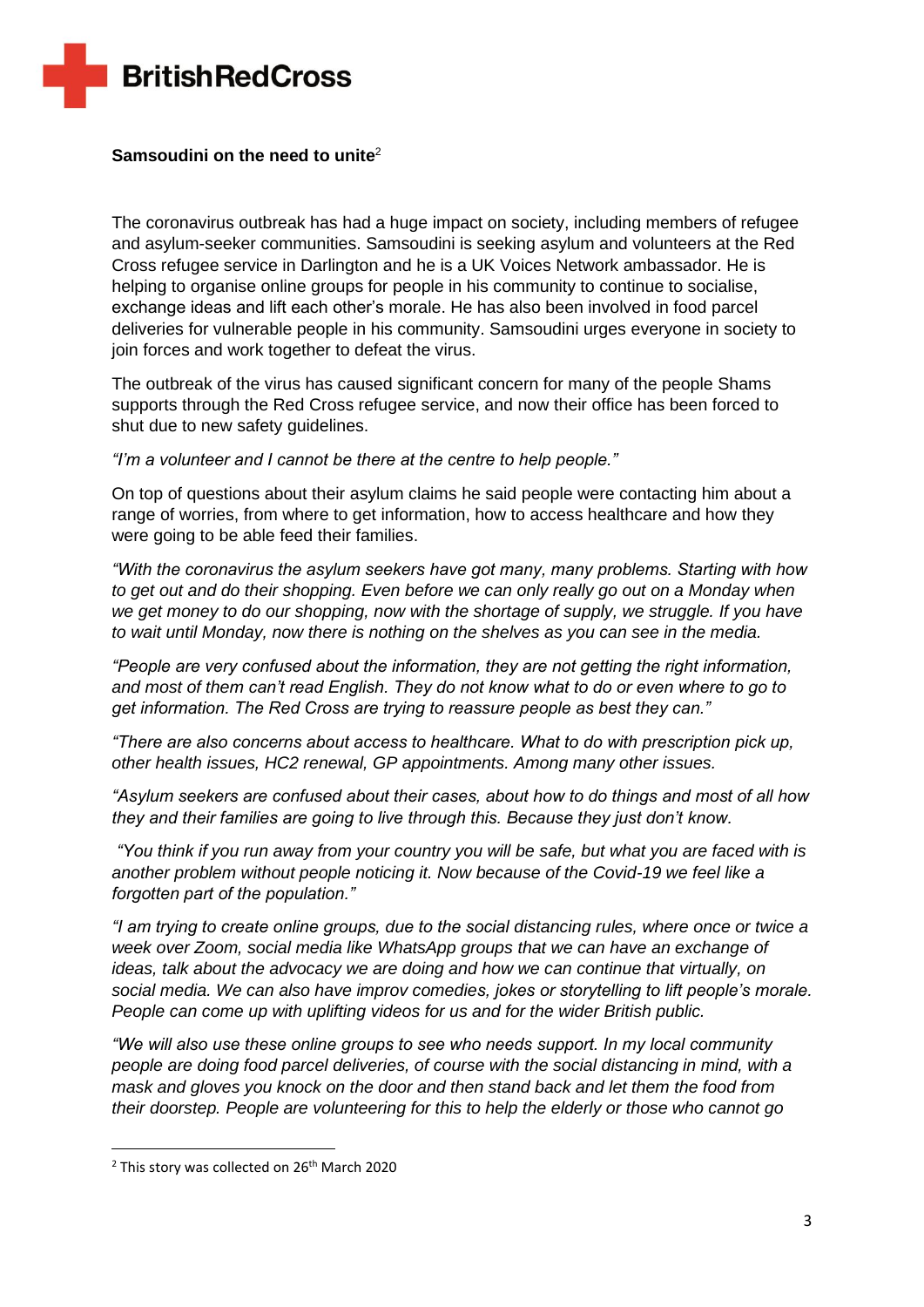**Samsoudini on the need to unite**[2]

The coronavirus outbreak has had a huge impact on society, including members of refugee and asylum-seeker communities. Samsoudini is seeking asylum and volunteers at the Red Cross refugee service in Darlington and he is a UK Voices Network ambassador. He is helping to organise online groups for people in his community to continue to socialise, exchange ideas and lift each other's morale. He has also been involved in food parcel deliveries for vulnerable people in his community. Samsoudini urges everyone in society to join forces and work together to defeat the virus.

The outbreak of the virus has caused significant concern for many of the people Shams supports through the Red Cross refugee service, and now their office has been forced to shut due to new safety guidelines.

*"I'm a volunteer and I cannot be there at the centre to help people."*

On top of questions about their asylum claims he said people were contacting him about a range of worries, from where to get information, how to access healthcare and how they were going to be able feed their families.

*"With the coronavirus the asylum seekers have got many, many problems. Starting with how to get out and do their shopping. Even before we can only really go out on a Monday when we get money to do our shopping, now with the shortage of supply, we struggle. If you have to wait until Monday, now there is nothing on the shelves as you can see in the media.*

*"People are very confused about the information, they are not getting the right information, and most of them can't read English. They do not know what to do or even where to go to get information. The Red Cross are trying to reassure people as best they can."*

*"There are also concerns about access to healthcare. What to do with prescription pick up, other health issues, HC2 renewal, GP appointments. Among many other issues.*

*"Asylum seekers are confused about their cases, about how to do things and most of all how they and their families are going to live through this. Because they just don't know.*

*"You think if you run away from your country you will be safe, but what you are faced with is another problem without people noticing it. Now because of the Covid-19 we feel like a forgotten part of the population."*

*"I am trying to create online groups, due to the social distancing rules, where once or twice a week over Zoom, social media like WhatsApp groups that we can have an exchange of ideas, talk about the advocacy we are doing and how we can continue that virtually, on social media. We can also have improv comedies, jokes or storytelling to lift people's morale. People can come up with uplifting videos for us and for the wider British public.*

*"We will also use these online groups to see who needs support. In my local community people are doing food parcel deliveries, of course with the social distancing in mind, with a mask and gloves you knock on the door and then stand back and let them the food from their doorstep. People are volunteering for this to help the elderly or those who cannot go*

[2] This story was collected on 26th March 2020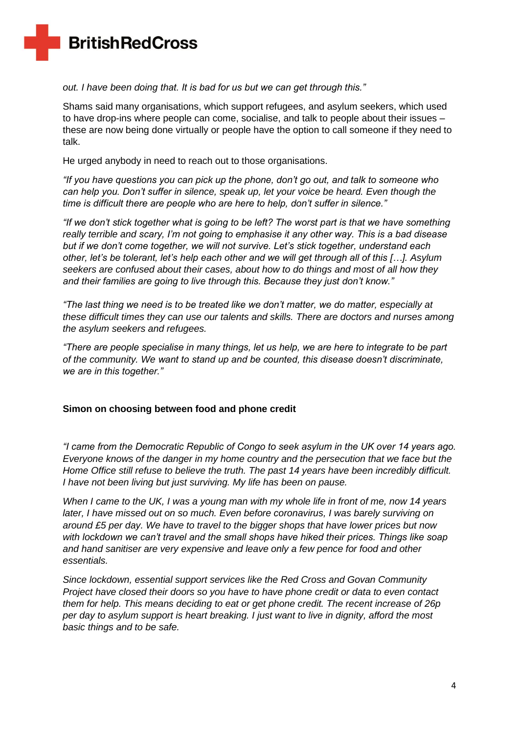*out. I have been doing that. It is bad for us but we can get through this."*

Shams said many organisations, which support refugees, and asylum seekers, which used to have drop-ins where people can come, socialise, and talk to people about their issues – these are now being done virtually or people have the option to call someone if they need to talk.

He urged anybody in need to reach out to those organisations.

*"If you have questions you can pick up the phone, don't go out, and talk to someone who can help you. Don't suffer in silence, speak up, let your voice be heard. Even though the time is difficult there are people who are here to help, don't suffer in silence."*

*"If we don't stick together what is going to be left? The worst part is that we have something really terrible and scary, I'm not going to emphasise it any other way. This is a bad disease but if we don't come together, we will not survive. Let's stick together, understand each other, let's be tolerant, let's help each other and we will get through all of this […]. Asylum seekers are confused about their cases, about how to do things and most of all how they and their families are going to live through this. Because they just don't know."*

*"The last thing we need is to be treated like we don't matter, we do matter, especially at these difficult times they can use our talents and skills. There are doctors and nurses among the asylum seekers and refugees.*

*"There are people specialise in many things, let us help, we are here to integrate to be part of the community. We want to stand up and be counted, this disease doesn't discriminate, we are in this together."*

**Simon on choosing between food and phone credit**

*"I came from the Democratic Republic of Congo to seek asylum in the UK over 14 years ago. Everyone knows of the danger in my home country and the persecution that we face but the Home Office still refuse to believe the truth. The past 14 years have been incredibly difficult. I have not been living but just surviving. My life has been on pause.*

*When I came to the UK, I was a young man with my whole life in front of me, now 14 years later, I have missed out on so much. Even before coronavirus, I was barely surviving on around £5 per day. We have to travel to the bigger shops that have lower prices but now with lockdown we can't travel and the small shops have hiked their prices. Things like soap and hand sanitiser are very expensive and leave only a few pence for food and other essentials.*

*Since lockdown, essential support services like the Red Cross and Govan Community Project have closed their doors so you have to have phone credit or data to even contact them for help. This means deciding to eat or get phone credit. The recent increase of 26p per day to asylum support is heart breaking. I just want to live in dignity, afford the most basic things and to be safe.*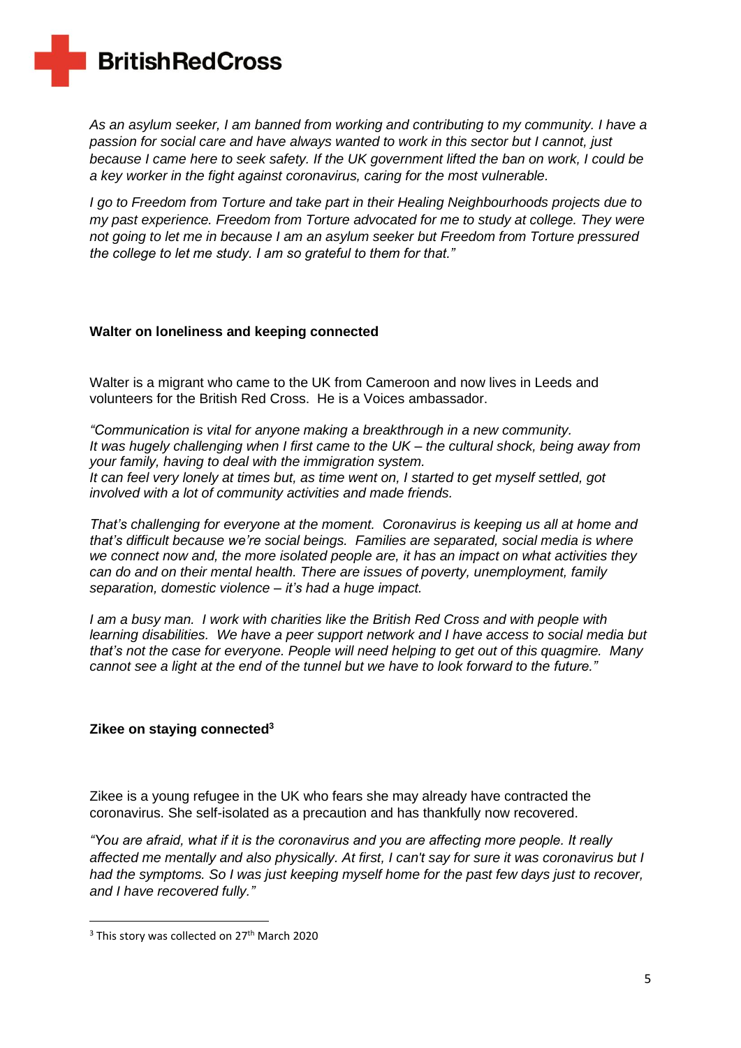*As an asylum seeker, I am banned from working and contributing to my community. I have a passion for social care and have always wanted to work in this sector but I cannot, just because I came here to seek safety. If the UK government lifted the ban on work, I could be a key worker in the fight against coronavirus, caring for the most vulnerable.*

*I go to Freedom from Torture and take part in their Healing Neighbourhoods projects due to my past experience. Freedom from Torture advocated for me to study at college. They were not going to let me in because I am an asylum seeker but Freedom from Torture pressured the college to let me study. I am so grateful to them for that."*

**Walter on loneliness and keeping connected**

Walter is a migrant who came to the UK from Cameroon and now lives in Leeds and volunteers for the British Red Cross. He is a Voices ambassador.

*"Communication is vital for anyone making a breakthrough in a new community. It was hugely challenging when I first came to the UK – the cultural shock, being away from your family, having to deal with the immigration system. It can feel very lonely at times but, as time went on, I started to get myself settled, got involved with a lot of community activities and made friends.*

*That's challenging for everyone at the moment. Coronavirus is keeping us all at home and that's difficult because we're social beings. Families are separated, social media is where we connect now and, the more isolated people are, it has an impact on what activities they can do and on their mental health. There are issues of poverty, unemployment, family separation, domestic violence – it's had a huge impact.*

*I am a busy man. I work with charities like the British Red Cross and with people with learning disabilities. We have a peer support network and I have access to social media but that's not the case for everyone. People will need helping to get out of this quagmire. Many cannot see a light at the end of the tunnel but we have to look forward to the future."*

**Zikee on staying connected[3]**

Zikee is a young refugee in the UK who fears she may already have contracted the coronavirus. She self-isolated as a precaution and has thankfully now recovered.

*"You are afraid, what if it is the coronavirus and you are affecting more people. It really affected me mentally and also physically. At first, I can't say for sure it was coronavirus but I had the symptoms. So I was just keeping myself home for the past few days just to recover, and I have recovered fully."*

---

[3] This story was collected on 27th March 2020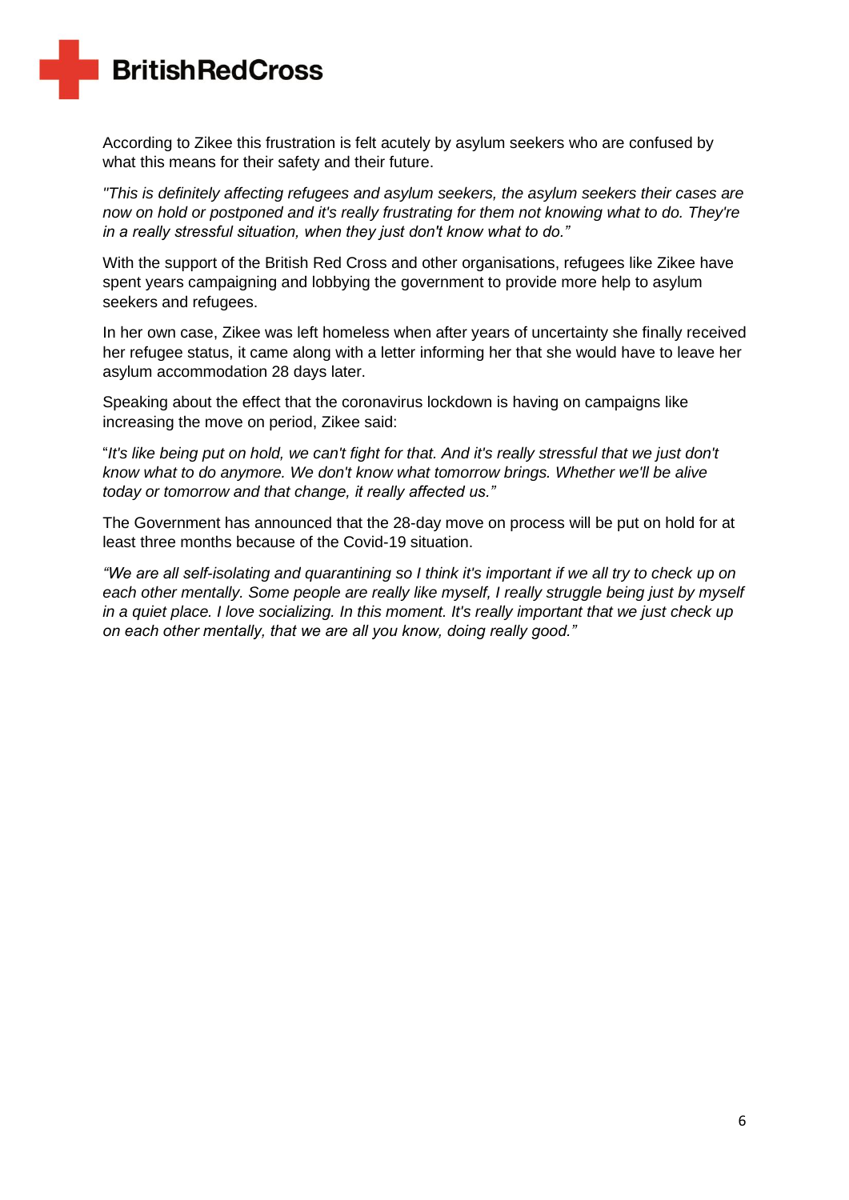According to Zikee this frustration is felt acutely by asylum seekers who are confused by what this means for their safety and their future.

*"This is definitely affecting refugees and asylum seekers, the asylum seekers their cases are now on hold or postponed and it's really frustrating for them not knowing what to do. They're in a really stressful situation, when they just don't know what to do."*

With the support of the British Red Cross and other organisations, refugees like Zikee have spent years campaigning and lobbying the government to provide more help to asylum seekers and refugees.

In her own case, Zikee was left homeless when after years of uncertainty she finally received her refugee status, it came along with a letter informing her that she would have to leave her asylum accommodation 28 days later.

Speaking about the effect that the coronavirus lockdown is having on campaigns like increasing the move on period, Zikee said:

"*It's like being put on hold, we can't fight for that. And it's really stressful that we just don't know what to do anymore. We don't know what tomorrow brings. Whether we'll be alive today or tomorrow and that change, it really affected us."*

The Government has announced that the 28-day move on process will be put on hold for at least three months because of the Covid-19 situation.

*"We are all self-isolating and quarantining so I think it's important if we all try to check up on each other mentally. Some people are really like myself, I really struggle being just by myself in a quiet place. I love socializing. In this moment. It's really important that we just check up on each other mentally, that we are all you know, doing really good."*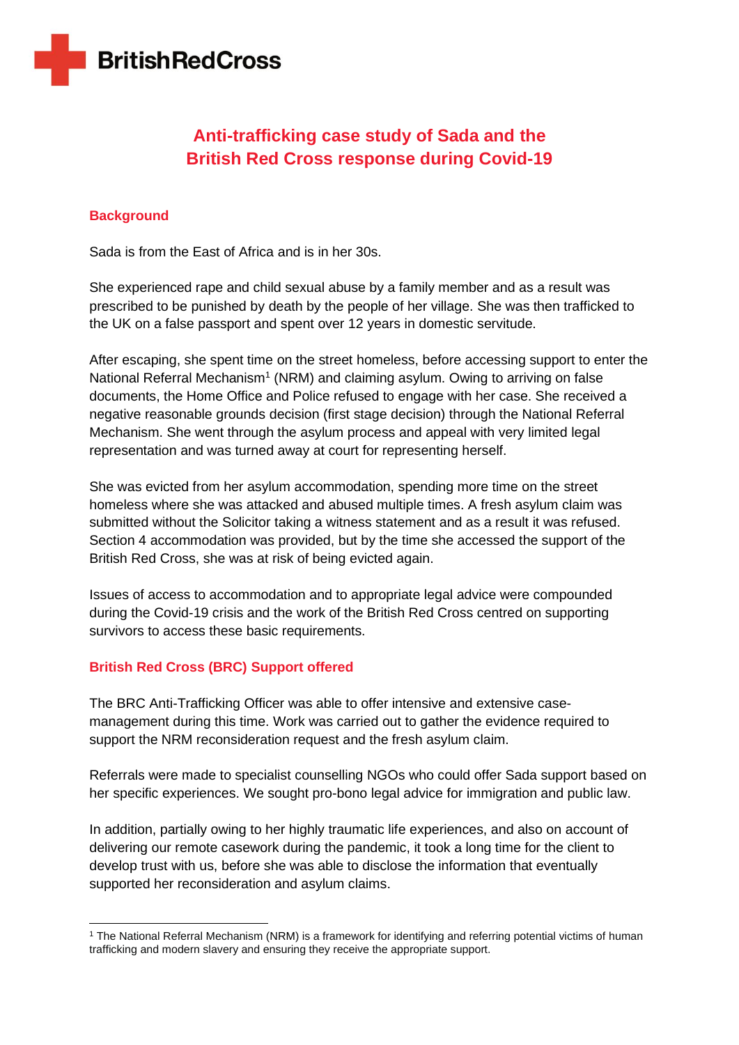# Anti-trafficking case study of Sada and the British Red Cross response during Covid-19

## Background

Sada is from the East of Africa and is in her 30s.

She experienced rape and child sexual abuse by a family member and as a result was prescribed to be punished by death by the people of her village. She was then trafficked to the UK on a false passport and spent over 12 years in domestic servitude.

After escaping, she spent time on the street homeless, before accessing support to enter the National Referral Mechanism[1] (NRM) and claiming asylum. Owing to arriving on false documents, the Home Office and Police refused to engage with her case. She received a negative reasonable grounds decision (first stage decision) through the National Referral Mechanism. She went through the asylum process and appeal with very limited legal representation and was turned away at court for representing herself.

She was evicted from her asylum accommodation, spending more time on the street homeless where she was attacked and abused multiple times. A fresh asylum claim was submitted without the Solicitor taking a witness statement and as a result it was refused. Section 4 accommodation was provided, but by the time she accessed the support of the British Red Cross, she was at risk of being evicted again.

Issues of access to accommodation and to appropriate legal advice were compounded during the Covid-19 crisis and the work of the British Red Cross centred on supporting survivors to access these basic requirements.

## British Red Cross (BRC) Support offered

The BRC Anti-Trafficking Officer was able to offer intensive and extensive case-management during this time. Work was carried out to gather the evidence required to support the NRM reconsideration request and the fresh asylum claim.

Referrals were made to specialist counselling NGOs who could offer Sada support based on her specific experiences. We sought pro-bono legal advice for immigration and public law.

In addition, partially owing to her highly traumatic life experiences, and also on account of delivering our remote casework during the pandemic, it took a long time for the client to develop trust with us, before she was able to disclose the information that eventually supported her reconsideration and asylum claims.

---

[1] The National Referral Mechanism (NRM) is a framework for identifying and referring potential victims of human trafficking and modern slavery and ensuring they receive the appropriate support.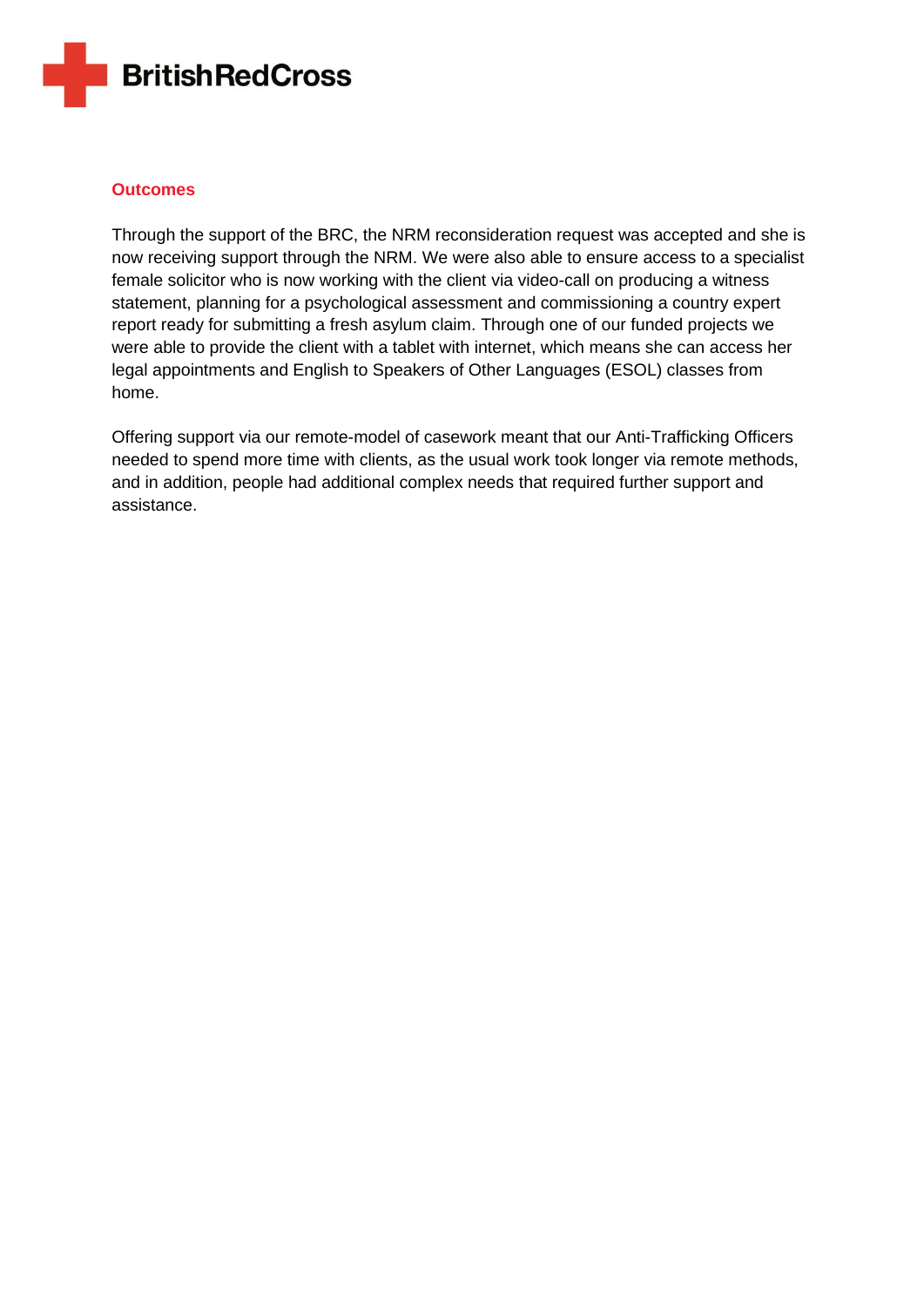## Outcomes

Through the support of the BRC, the NRM reconsideration request was accepted and she is now receiving support through the NRM. We were also able to ensure access to a specialist female solicitor who is now working with the client via video-call on producing a witness statement, planning for a psychological assessment and commissioning a country expert report ready for submitting a fresh asylum claim. Through one of our funded projects we were able to provide the client with a tablet with internet, which means she can access her legal appointments and English to Speakers of Other Languages (ESOL) classes from home.

Offering support via our remote-model of casework meant that our Anti-Trafficking Officers needed to spend more time with clients, as the usual work took longer via remote methods, and in addition, people had additional complex needs that required further support and assistance.